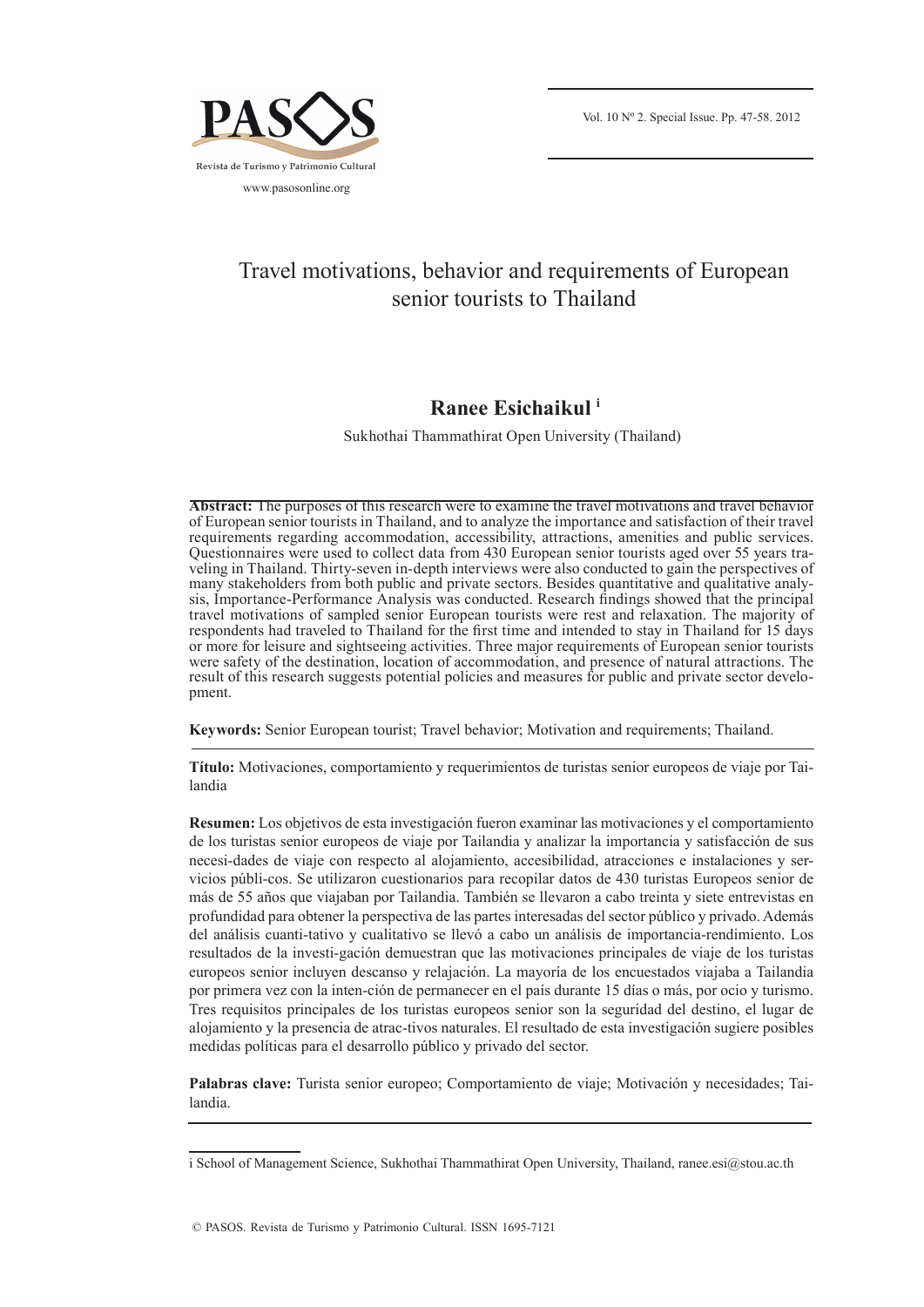# Travel motivations, behavior and requirements of European senior tourists to Thailand

**Ranee Esichaikul** [i]

Sukhothai Thammathirat Open University (Thailand)

**Abstract:** The purposes of this research were to examine the travel motivations and travel behavior of European senior tourists in Thailand, and to analyze the importance and satisfaction of their travel requirements regarding accommodation, accessibility, attractions, amenities and public services. Questionnaires were used to collect data from 430 European senior tourists aged over 55 years traveling in Thailand. Thirty-seven in-depth interviews were also conducted to gain the perspectives of many stakeholders from both public and private sectors. Besides quantitative and qualitative analysis, Importance-Performance Analysis was conducted. Research findings showed that the principal travel motivations of sampled senior European tourists were rest and relaxation. The majority of respondents had traveled to Thailand for the first time and intended to stay in Thailand for 15 days or more for leisure and sightseeing activities. Three major requirements of European senior tourists were safety of the destination, location of accommodation, and presence of natural attractions. The result of this research suggests potential policies and measures for public and private sector development.

**Keywords:** Senior European tourist; Travel behavior; Motivation and requirements; Thailand.

**Título:** Motivaciones, comportamiento y requerimientos de turistas senior europeos de viaje por Tailandia

**Resumen:** Los objetivos de esta investigación fueron examinar las motivaciones y el comportamiento de los turistas senior europeos de viaje por Tailandia y analizar la importancia y satisfacción de sus necesi-dades de viaje con respecto al alojamiento, accesibilidad, atracciones e instalaciones y servicios públi-cos. Se utilizaron cuestionarios para recopilar datos de 430 turistas Europeos senior de más de 55 años que viajaban por Tailandia. También se llevaron a cabo treinta y siete entrevistas en profundidad para obtener la perspectiva de las partes interesadas del sector público y privado. Además del análisis cuanti-tativo y cualitativo se llevó a cabo un análisis de importancia-rendimiento. Los resultados de la investi-gación demuestran que las motivaciones principales de viaje de los turistas europeos senior incluyen descanso y relajación. La mayoría de los encuestados viajaba a Tailandia por primera vez con la inten-ción de permanecer en el país durante 15 días o más, por ocio y turismo. Tres requisitos principales de los turistas europeos senior son la seguridad del destino, el lugar de alojamiento y la presencia de atrac-tivos naturales. El resultado de esta investigación sugiere posibles medidas políticas para el desarrollo público y privado del sector.

**Palabras clave:** Turista senior europeo; Comportamiento de viaje; Motivación y necesidades; Tailandia.

---

i School of Management Science, Sukhothai Thammathirat Open University, Thailand, ranee.esi@stou.ac.th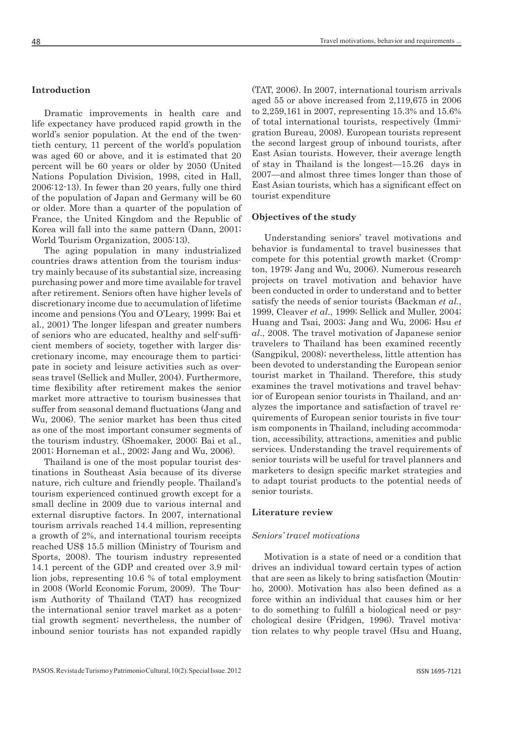## Introduction

Dramatic improvements in health care and life expectancy have produced rapid growth in the world's senior population. At the end of the twentieth century, 11 percent of the world's population was aged 60 or above, and it is estimated that 20 percent will be 60 years or older by 2050 (United Nations Population Division, 1998, cited in Hall, 2006:12-13). In fewer than 20 years, fully one third of the population of Japan and Germany will be 60 or older. More than a quarter of the population of France, the United Kingdom and the Republic of Korea will fall into the same pattern (Dann, 2001; World Tourism Organization, 2005:13).

The aging population in many industrialized countries draws attention from the tourism industry mainly because of its substantial size, increasing purchasing power and more time available for travel after retirement. Seniors often have higher levels of discretionary income due to accumulation of lifetime income and pensions (You and O'Leary, 1999; Bai et al., 2001) The longer lifespan and greater numbers of seniors who are educated, healthy and self-sufficient members of society, together with larger discretionary income, may encourage them to participate in society and leisure activities such as overseas travel (Sellick and Muller, 2004). Furthermore, time flexibility after retirement makes the senior market more attractive to tourism businesses that suffer from seasonal demand fluctuations (Jang and Wu, 2006). The senior market has been thus cited as one of the most important consumer segments of the tourism industry. (Shoemaker, 2000; Bai et al., 2001; Horneman et al., 2002; Jang and Wu, 2006).

Thailand is one of the most popular tourist destinations in Southeast Asia because of its diverse nature, rich culture and friendly people. Thailand's tourism experienced continued growth except for a small decline in 2009 due to various internal and external disruptive factors. In 2007, international tourism arrivals reached 14.4 million, representing a growth of 2%, and international tourism receipts reached US$ 15.5 million (Ministry of Tourism and Sports, 2008). The tourism industry represented 14.1 percent of the GDP and created over 3.9 million jobs, representing 10.6 % of total employment in 2008 (World Economic Forum, 2009). The Tourism Authority of Thailand (TAT) has recognized the international senior travel market as a potential growth segment; nevertheless, the number of inbound senior tourists has not expanded rapidly (TAT, 2006). In 2007, international tourism arrivals aged 55 or above increased from 2,119,675 in 2006 to 2,259,161 in 2007, representing 15.3% and 15.6% of total international tourists, respectively (Immigration Bureau, 2008). European tourists represent the second largest group of inbound tourists, after East Asian tourists. However, their average length of stay in Thailand is the longest—15.26 days in 2007—and almost three times longer than those of East Asian tourists, which has a significant effect on tourist expenditure

## Objectives of the study

Understanding seniors' travel motivations and behavior is fundamental to travel businesses that compete for this potential growth market (Crompton, 1979; Jang and Wu, 2006). Numerous research projects on travel motivation and behavior have been conducted in order to understand and to better satisfy the needs of senior tourists (Backman *et al.*, 1999, Cleaver *et al*., 1999; Sellick and Muller, 2004; Huang and Tsai, 2003; Jang and Wu, 2006; Hsu *et al*., 2008. The travel motivation of Japanese senior travelers to Thailand has been examined recently (Sangpikul, 2008); nevertheless, little attention has been devoted to understanding the European senior tourist market in Thailand. Therefore, this study examines the travel motivations and travel behavior of European senior tourists in Thailand, and analyzes the importance and satisfaction of travel requirements of European senior tourists in five tourism components in Thailand, including accommodation, accessibility, attractions, amenities and public services. Understanding the travel requirements of senior tourists will be useful for travel planners and marketers to design specific market strategies and to adapt tourist products to the potential needs of senior tourists.

## Literature review

### *Seniors' travel motivations*

Motivation is a state of need or a condition that drives an individual toward certain types of action that are seen as likely to bring satisfaction (Moutinho, 2000). Motivation has also been defined as a force within an individual that causes him or her to do something to fulfill a biological need or psychological desire (Fridgen, 1996). Travel motivation relates to why people travel (Hsu and Huang,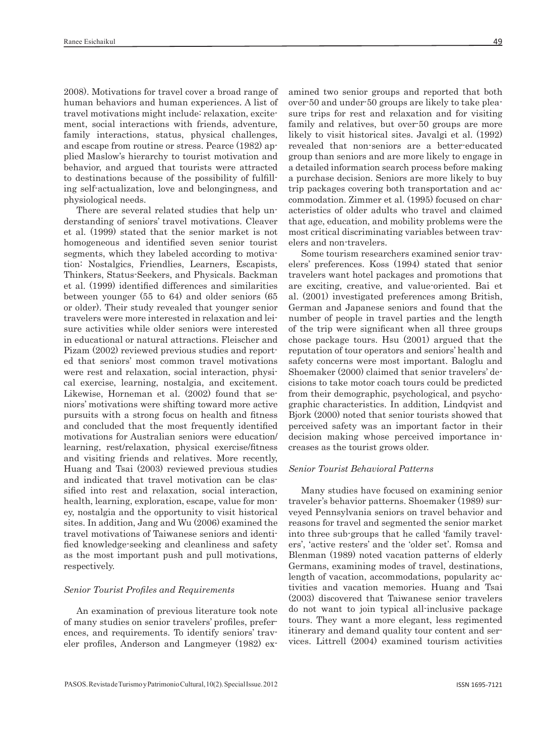2008). Motivations for travel cover a broad range of human behaviors and human experiences. A list of travel motivations might include: relaxation, excitement, social interactions with friends, adventure, family interactions, status, physical challenges, and escape from routine or stress. Pearce (1982) applied Maslow's hierarchy to tourist motivation and behavior, and argued that tourists were attracted to destinations because of the possibility of fulfilling self-actualization, love and belongingness, and physiological needs.

There are several related studies that help understanding of seniors' travel motivations. Cleaver et al. (1999) stated that the senior market is not homogeneous and identified seven senior tourist segments, which they labeled according to motivation: Nostalgics, Friendlies, Learners, Escapists, Thinkers, Status-Seekers, and Physicals. Backman et al. (1999) identified differences and similarities between younger (55 to 64) and older seniors (65 or older). Their study revealed that younger senior travelers were more interested in relaxation and leisure activities while older seniors were interested in educational or natural attractions. Fleischer and Pizam (2002) reviewed previous studies and reported that seniors' most common travel motivations were rest and relaxation, social interaction, physical exercise, learning, nostalgia, and excitement. Likewise, Horneman et al. (2002) found that seniors' motivations were shifting toward more active pursuits with a strong focus on health and fitness and concluded that the most frequently identified motivations for Australian seniors were education/learning, rest/relaxation, physical exercise/fitness and visiting friends and relatives. More recently, Huang and Tsai (2003) reviewed previous studies and indicated that travel motivation can be classified into rest and relaxation, social interaction, health, learning, exploration, escape, value for money, nostalgia and the opportunity to visit historical sites. In addition, Jang and Wu (2006) examined the travel motivations of Taiwanese seniors and identified knowledge-seeking and cleanliness and safety as the most important push and pull motivations, respectively.

### *Senior Tourist Profiles and Requirements*

An examination of previous literature took note of many studies on senior travelers' profiles, preferences, and requirements. To identify seniors' traveler profiles, Anderson and Langmeyer (1982) examined two senior groups and reported that both over-50 and under-50 groups are likely to take pleasure trips for rest and relaxation and for visiting family and relatives, but over-50 groups are more likely to visit historical sites. Javalgi et al. (1992) revealed that non-seniors are a better-educated group than seniors and are more likely to engage in a detailed information search process before making a purchase decision. Seniors are more likely to buy trip packages covering both transportation and accommodation. Zimmer et al. (1995) focused on characteristics of older adults who travel and claimed that age, education, and mobility problems were the most critical discriminating variables between travelers and non-travelers.

Some tourism researchers examined senior travelers' preferences. Koss (1994) stated that senior travelers want hotel packages and promotions that are exciting, creative, and value-oriented. Bai et al. (2001) investigated preferences among British, German and Japanese seniors and found that the number of people in travel parties and the length of the trip were significant when all three groups chose package tours. Hsu (2001) argued that the reputation of tour operators and seniors' health and safety concerns were most important. Baloglu and Shoemaker (2000) claimed that senior travelers' decisions to take motor coach tours could be predicted from their demographic, psychological, and psychographic characteristics. In addition, Lindqvist and Bjork (2000) noted that senior tourists showed that perceived safety was an important factor in their decision making whose perceived importance increases as the tourist grows older.

### *Senior Tourist Behavioral Patterns*

Many studies have focused on examining senior traveler's behavior patterns. Shoemaker (1989) surveyed Pennsylvania seniors on travel behavior and reasons for travel and segmented the senior market into three sub-groups that he called 'family travelers', 'active resters' and the 'older set'. Romsa and Blenman (1989) noted vacation patterns of elderly Germans, examining modes of travel, destinations, length of vacation, accommodations, popularity activities and vacation memories. Huang and Tsai (2003) discovered that Taiwanese senior travelers do not want to join typical all-inclusive package tours. They want a more elegant, less regimented itinerary and demand quality tour content and services. Littrell (2004) examined tourism activities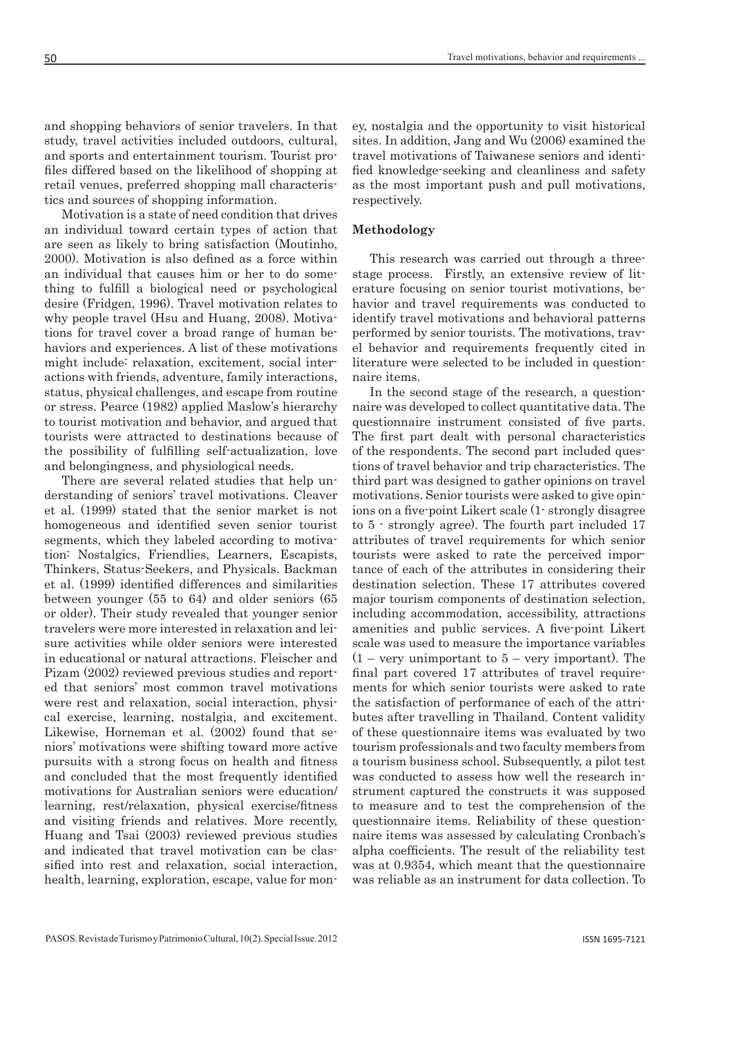and shopping behaviors of senior travelers. In that study, travel activities included outdoors, cultural, and sports and entertainment tourism. Tourist profiles differed based on the likelihood of shopping at retail venues, preferred shopping mall characteristics and sources of shopping information.

Motivation is a state of need condition that drives an individual toward certain types of action that are seen as likely to bring satisfaction (Moutinho, 2000). Motivation is also defined as a force within an individual that causes him or her to do something to fulfill a biological need or psychological desire (Fridgen, 1996). Travel motivation relates to why people travel (Hsu and Huang, 2008). Motivations for travel cover a broad range of human behaviors and experiences. A list of these motivations might include: relaxation, excitement, social interactions with friends, adventure, family interactions, status, physical challenges, and escape from routine or stress. Pearce (1982) applied Maslow's hierarchy to tourist motivation and behavior, and argued that tourists were attracted to destinations because of the possibility of fulfilling self-actualization, love and belongingness, and physiological needs.

There are several related studies that help understanding of seniors' travel motivations. Cleaver et al. (1999) stated that the senior market is not homogeneous and identified seven senior tourist segments, which they labeled according to motivation: Nostalgics, Friendlies, Learners, Escapists, Thinkers, Status-Seekers, and Physicals. Backman et al. (1999) identified differences and similarities between younger (55 to 64) and older seniors (65 or older). Their study revealed that younger senior travelers were more interested in relaxation and leisure activities while older seniors were interested in educational or natural attractions. Fleischer and Pizam (2002) reviewed previous studies and reported that seniors' most common travel motivations were rest and relaxation, social interaction, physical exercise, learning, nostalgia, and excitement. Likewise, Horneman et al. (2002) found that seniors' motivations were shifting toward more active pursuits with a strong focus on health and fitness and concluded that the most frequently identified motivations for Australian seniors were education/learning, rest/relaxation, physical exercise/fitness and visiting friends and relatives. More recently, Huang and Tsai (2003) reviewed previous studies and indicated that travel motivation can be classified into rest and relaxation, social interaction, health, learning, exploration, escape, value for money, nostalgia and the opportunity to visit historical sites. In addition, Jang and Wu (2006) examined the travel motivations of Taiwanese seniors and identified knowledge-seeking and cleanliness and safety as the most important push and pull motivations, respectively.

## Methodology

This research was carried out through a three-stage process. Firstly, an extensive review of literature focusing on senior tourist motivations, behavior and travel requirements was conducted to identify travel motivations and behavioral patterns performed by senior tourists. The motivations, travel behavior and requirements frequently cited in literature were selected to be included in questionnaire items.

In the second stage of the research, a questionnaire was developed to collect quantitative data. The questionnaire instrument consisted of five parts. The first part dealt with personal characteristics of the respondents. The second part included questions of travel behavior and trip characteristics. The third part was designed to gather opinions on travel motivations. Senior tourists were asked to give opinions on a five-point Likert scale (1- strongly disagree to 5 - strongly agree). The fourth part included 17 attributes of travel requirements for which senior tourists were asked to rate the perceived importance of each of the attributes in considering their destination selection. These 17 attributes covered major tourism components of destination selection, including accommodation, accessibility, attractions amenities and public services. A five-point Likert scale was used to measure the importance variables (1 – very unimportant to 5 – very important). The final part covered 17 attributes of travel requirements for which senior tourists were asked to rate the satisfaction of performance of each of the attributes after travelling in Thailand. Content validity of these questionnaire items was evaluated by two tourism professionals and two faculty members from a tourism business school. Subsequently, a pilot test was conducted to assess how well the research instrument captured the constructs it was supposed to measure and to test the comprehension of the questionnaire items. Reliability of these questionnaire items was assessed by calculating Cronbach's alpha coefficients. The result of the reliability test was at 0.9354, which meant that the questionnaire was reliable as an instrument for data collection. To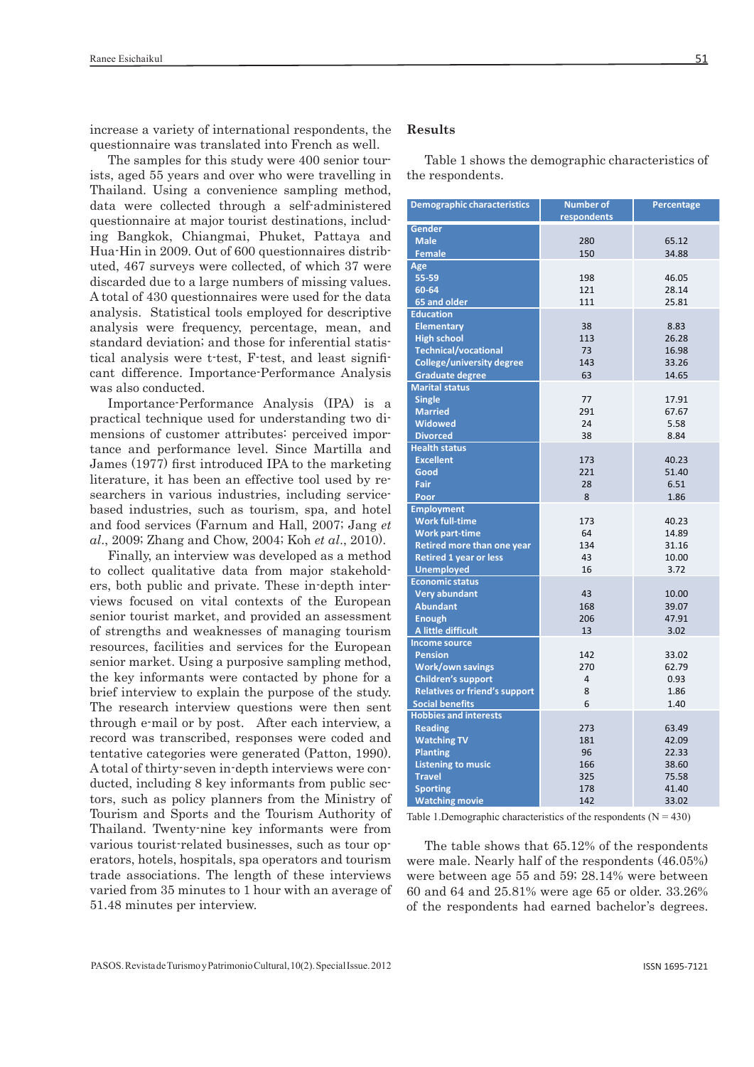increase a variety of international respondents, the questionnaire was translated into French as well.

The samples for this study were 400 senior tourists, aged 55 years and over who were travelling in Thailand. Using a convenience sampling method, data were collected through a self-administered questionnaire at major tourist destinations, including Bangkok, Chiangmai, Phuket, Pattaya and Hua-Hin in 2009. Out of 600 questionnaires distributed, 467 surveys were collected, of which 37 were discarded due to a large numbers of missing values. A total of 430 questionnaires were used for the data analysis. Statistical tools employed for descriptive analysis were frequency, percentage, mean, and standard deviation; and those for inferential statistical analysis were t-test, F-test, and least significant difference. Importance-Performance Analysis was also conducted.

Importance-Performance Analysis (IPA) is a practical technique used for understanding two dimensions of customer attributes: perceived importance and performance level. Since Martilla and James (1977) first introduced IPA to the marketing literature, it has been an effective tool used by researchers in various industries, including service-based industries, such as tourism, spa, and hotel and food services (Farnum and Hall, 2007; Jang *et al*., 2009; Zhang and Chow, 2004; Koh *et al*., 2010).

Finally, an interview was developed as a method to collect qualitative data from major stakeholders, both public and private. These in-depth interviews focused on vital contexts of the European senior tourist market, and provided an assessment of strengths and weaknesses of managing tourism resources, facilities and services for the European senior market. Using a purposive sampling method, the key informants were contacted by phone for a brief interview to explain the purpose of the study. The research interview questions were then sent through e-mail or by post. After each interview, a record was transcribed, responses were coded and tentative categories were generated (Patton, 1990). A total of thirty-seven in-depth interviews were conducted, including 8 key informants from public sectors, such as policy planners from the Ministry of Tourism and Sports and the Tourism Authority of Thailand. Twenty-nine key informants were from various tourist-related businesses, such as tour operators, hotels, hospitals, spa operators and tourism trade associations. The length of these interviews varied from 35 minutes to 1 hour with an average of 51.48 minutes per interview.

## Results

Table 1 shows the demographic characteristics of the respondents.

| Demographic characteristics | Number of respondents | Percentage |
|---|---|---|
| **Gender** | | |
| Male | 280 | 65.12 |
| Female | 150 | 34.88 |
| **Age** | | |
| 55-59 | 198 | 46.05 |
| 60-64 | 121 | 28.14 |
| 65 and older | 111 | 25.81 |
| **Education** | | |
| Elementary | 38 | 8.83 |
| High school | 113 | 26.28 |
| Technical/vocational | 73 | 16.98 |
| College/university degree | 143 | 33.26 |
| Graduate degree | 63 | 14.65 |
| **Marital status** | | |
| Single | 77 | 17.91 |
| Married | 291 | 67.67 |
| Widowed | 24 | 5.58 |
| Divorced | 38 | 8.84 |
| **Health status** | | |
| Excellent | 173 | 40.23 |
| Good | 221 | 51.40 |
| Fair | 28 | 6.51 |
| Poor | 8 | 1.86 |
| **Employment** | | |
| Work full-time | 173 | 40.23 |
| Work part-time | 64 | 14.89 |
| Retired more than one year | 134 | 31.16 |
| Retired 1 year or less | 43 | 10.00 |
| Unemployed | 16 | 3.72 |
| **Economic status** | | |
| Very abundant | 43 | 10.00 |
| Abundant | 168 | 39.07 |
| Enough | 206 | 47.91 |
| A little difficult | 13 | 3.02 |
| **Income source** | | |
| Pension | 142 | 33.02 |
| Work/own savings | 270 | 62.79 |
| Children's support | 4 | 0.93 |
| Relatives or friend's support | 8 | 1.86 |
| Social benefits | 6 | 1.40 |
| **Hobbies and interests** | | |
| Reading | 273 | 63.49 |
| Watching TV | 181 | 42.09 |
| Planting | 96 | 22.33 |
| Listening to music | 166 | 38.60 |
| Travel | 325 | 75.58 |
| Sporting | 178 | 41.40 |
| Watching movie | 142 | 33.02 |

Table 1.Demographic characteristics of the respondents (N = 430)

The table shows that 65.12% of the respondents were male. Nearly half of the respondents (46.05%) were between age 55 and 59; 28.14% were between 60 and 64 and 25.81% were age 65 or older. 33.26% of the respondents had earned bachelor's degrees.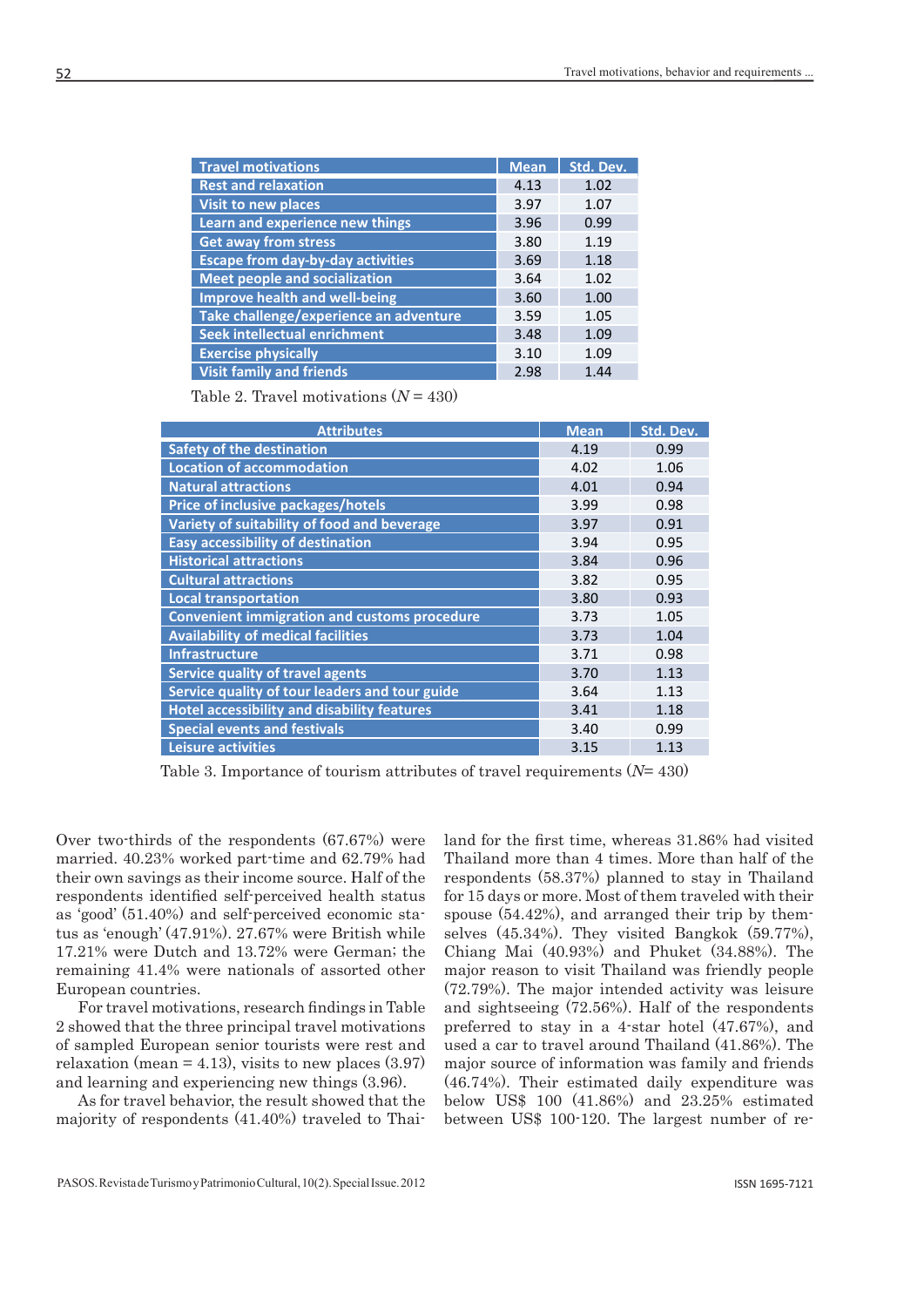| Travel motivations | Mean | Std. Dev. |
|---|---|---|
| Rest and relaxation | 4.13 | 1.02 |
| Visit to new places | 3.97 | 1.07 |
| Learn and experience new things | 3.96 | 0.99 |
| Get away from stress | 3.80 | 1.19 |
| Escape from day-by-day activities | 3.69 | 1.18 |
| Meet people and socialization | 3.64 | 1.02 |
| Improve health and well-being | 3.60 | 1.00 |
| Take challenge/experience an adventure | 3.59 | 1.05 |
| Seek intellectual enrichment | 3.48 | 1.09 |
| Exercise physically | 3.10 | 1.09 |
| Visit family and friends | 2.98 | 1.44 |

Table 2. Travel motivations ($N = 430$)

| Attributes | Mean | Std. Dev. |
|---|---|---|
| Safety of the destination | 4.19 | 0.99 |
| Location of accommodation | 4.02 | 1.06 |
| Natural attractions | 4.01 | 0.94 |
| Price of inclusive packages/hotels | 3.99 | 0.98 |
| Variety of suitability of food and beverage | 3.97 | 0.91 |
| Easy accessibility of destination | 3.94 | 0.95 |
| Historical attractions | 3.84 | 0.96 |
| Cultural attractions | 3.82 | 0.95 |
| Local transportation | 3.80 | 0.93 |
| Convenient immigration and customs procedure | 3.73 | 1.05 |
| Availability of medical facilities | 3.73 | 1.04 |
| Infrastructure | 3.71 | 0.98 |
| Service quality of travel agents | 3.70 | 1.13 |
| Service quality of tour leaders and tour guide | 3.64 | 1.13 |
| Hotel accessibility and disability features | 3.41 | 1.18 |
| Special events and festivals | 3.40 | 0.99 |
| Leisure activities | 3.15 | 1.13 |

Table 3. Importance of tourism attributes of travel requirements ($N= 430$)

Over two-thirds of the respondents (67.67%) were married. 40.23% worked part-time and 62.79% had their own savings as their income source. Half of the respondents identified self-perceived health status as 'good' (51.40%) and self-perceived economic status as 'enough' (47.91%). 27.67% were British while 17.21% were Dutch and 13.72% were German; the remaining 41.4% were nationals of assorted other European countries.

For travel motivations, research findings in Table 2 showed that the three principal travel motivations of sampled European senior tourists were rest and relaxation (mean = 4.13), visits to new places (3.97) and learning and experiencing new things (3.96).

As for travel behavior, the result showed that the majority of respondents (41.40%) traveled to Thailand for the first time, whereas 31.86% had visited Thailand more than 4 times. More than half of the respondents (58.37%) planned to stay in Thailand for 15 days or more. Most of them traveled with their spouse (54.42%), and arranged their trip by themselves (45.34%). They visited Bangkok (59.77%), Chiang Mai (40.93%) and Phuket (34.88%). The major reason to visit Thailand was friendly people (72.79%). The major intended activity was leisure and sightseeing (72.56%). Half of the respondents preferred to stay in a 4-star hotel (47.67%), and used a car to travel around Thailand (41.86%). The major source of information was family and friends (46.74%). Their estimated daily expenditure was below US$ 100 (41.86%) and 23.25% estimated between US$ 100-120. The largest number of re-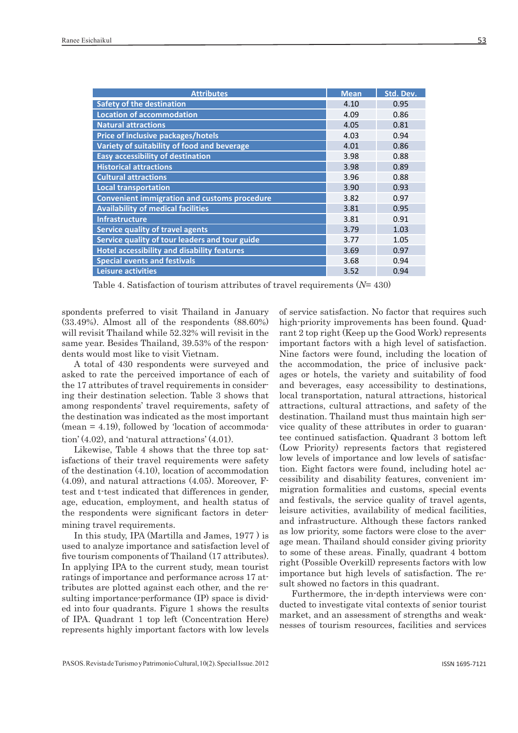| Attributes | Mean | Std. Dev. |
|---|---|---|
| Safety of the destination | 4.10 | 0.95 |
| Location of accommodation | 4.09 | 0.86 |
| Natural attractions | 4.05 | 0.81 |
| Price of inclusive packages/hotels | 4.03 | 0.94 |
| Variety of suitability of food and beverage | 4.01 | 0.86 |
| Easy accessibility of destination | 3.98 | 0.88 |
| Historical attractions | 3.98 | 0.89 |
| Cultural attractions | 3.96 | 0.88 |
| Local transportation | 3.90 | 0.93 |
| Convenient immigration and customs procedure | 3.82 | 0.97 |
| Availability of medical facilities | 3.81 | 0.95 |
| Infrastructure | 3.81 | 0.91 |
| Service quality of travel agents | 3.79 | 1.03 |
| Service quality of tour leaders and tour guide | 3.77 | 1.05 |
| Hotel accessibility and disability features | 3.69 | 0.97 |
| Special events and festivals | 3.68 | 0.94 |
| Leisure activities | 3.52 | 0.94 |

Table 4. Satisfaction of tourism attributes of travel requirements ($N$= 430)

spondents preferred to visit Thailand in January (33.49%). Almost all of the respondents (88.60%) will revisit Thailand while 52.32% will revisit in the same year. Besides Thailand, 39.53% of the respondents would most like to visit Vietnam.

A total of 430 respondents were surveyed and asked to rate the perceived importance of each of the 17 attributes of travel requirements in considering their destination selection. Table 3 shows that among respondents' travel requirements, safety of the destination was indicated as the most important (mean = 4.19), followed by 'location of accommodation' (4.02), and 'natural attractions' (4.01).

Likewise, Table 4 shows that the three top satisfactions of their travel requirements were safety of the destination (4.10), location of accommodation (4.09), and natural attractions (4.05). Moreover, F-test and t-test indicated that differences in gender, age, education, employment, and health status of the respondents were significant factors in determining travel requirements.

In this study, IPA (Martilla and James, 1977 ) is used to analyze importance and satisfaction level of five tourism components of Thailand (17 attributes). In applying IPA to the current study, mean tourist ratings of importance and performance across 17 attributes are plotted against each other, and the resulting importance-performance (IP) space is divided into four quadrants. Figure 1 shows the results of IPA. Quadrant 1 top left (Concentration Here) represents highly important factors with low levels of service satisfaction. No factor that requires such high-priority improvements has been found. Quadrant 2 top right (Keep up the Good Work) represents important factors with a high level of satisfaction. Nine factors were found, including the location of the accommodation, the price of inclusive packages or hotels, the variety and suitability of food and beverages, easy accessibility to destinations, local transportation, natural attractions, historical attractions, cultural attractions, and safety of the destination. Thailand must thus maintain high service quality of these attributes in order to guarantee continued satisfaction. Quadrant 3 bottom left (Low Priority) represents factors that registered low levels of importance and low levels of satisfaction. Eight factors were found, including hotel accessibility and disability features, convenient immigration formalities and customs, special events and festivals, the service quality of travel agents, leisure activities, availability of medical facilities, and infrastructure. Although these factors ranked as low priority, some factors were close to the average mean. Thailand should consider giving priority to some of these areas. Finally, quadrant 4 bottom right (Possible Overkill) represents factors with low importance but high levels of satisfaction. The result showed no factors in this quadrant.

Furthermore, the in-depth interviews were conducted to investigate vital contexts of senior tourist market, and an assessment of strengths and weaknesses of tourism resources, facilities and services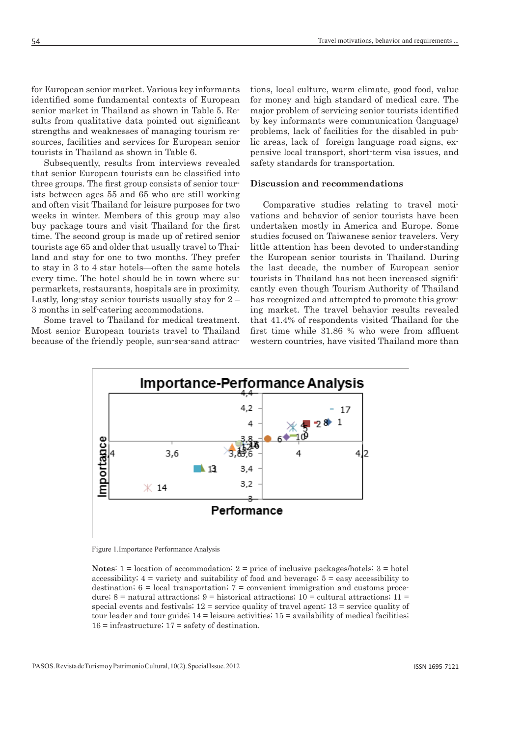for European senior market. Various key informants identified some fundamental contexts of European senior market in Thailand as shown in Table 5. Results from qualitative data pointed out significant strengths and weaknesses of managing tourism resources, facilities and services for European senior tourists in Thailand as shown in Table 6.

Subsequently, results from interviews revealed that senior European tourists can be classified into three groups. The first group consists of senior tourists between ages 55 and 65 who are still working and often visit Thailand for leisure purposes for two weeks in winter. Members of this group may also buy package tours and visit Thailand for the first time. The second group is made up of retired senior tourists age 65 and older that usually travel to Thailand and stay for one to two months. They prefer to stay in 3 to 4 star hotels—often the same hotels every time. The hotel should be in town where supermarkets, restaurants, hospitals are in proximity. Lastly, long-stay senior tourists usually stay for 2 – 3 months in self-catering accommodations.

Some travel to Thailand for medical treatment. Most senior European tourists travel to Thailand because of the friendly people, sun-sea-sand attractions, local culture, warm climate, good food, value for money and high standard of medical care. The major problem of servicing senior tourists identified by key informants were communication (language) problems, lack of facilities for the disabled in public areas, lack of foreign language road signs, expensive local transport, short-term visa issues, and safety standards for transportation.

## Discussion and recommendations

Comparative studies relating to travel motivations and behavior of senior tourists have been undertaken mostly in America and Europe. Some studies focused on Taiwanese senior travelers. Very little attention has been devoted to understanding the European senior tourists in Thailand. During the last decade, the number of European senior tourists in Thailand has not been increased significantly even though Tourism Authority of Thailand has recognized and attempted to promote this growing market. The travel behavior results revealed that 41.4% of respondents visited Thailand for the first time while 31.86 % who were from affluent western countries, have visited Thailand more than

Figure 1.Importance Performance Analysis

**Notes**: 1 = location of accommodation; 2 = price of inclusive packages/hotels; 3 = hotel accessibility; 4 = variety and suitability of food and beverage; 5 = easy accessibility to destination; 6 = local transportation; 7 = convenient immigration and customs procedure; 8 = natural attractions; 9 = historical attractions; 10 = cultural attractions; 11 = special events and festivals; 12 = service quality of travel agent; 13 = service quality of tour leader and tour guide; 14 = leisure activities; 15 = availability of medical facilities; 16 = infrastructure; 17 = safety of destination.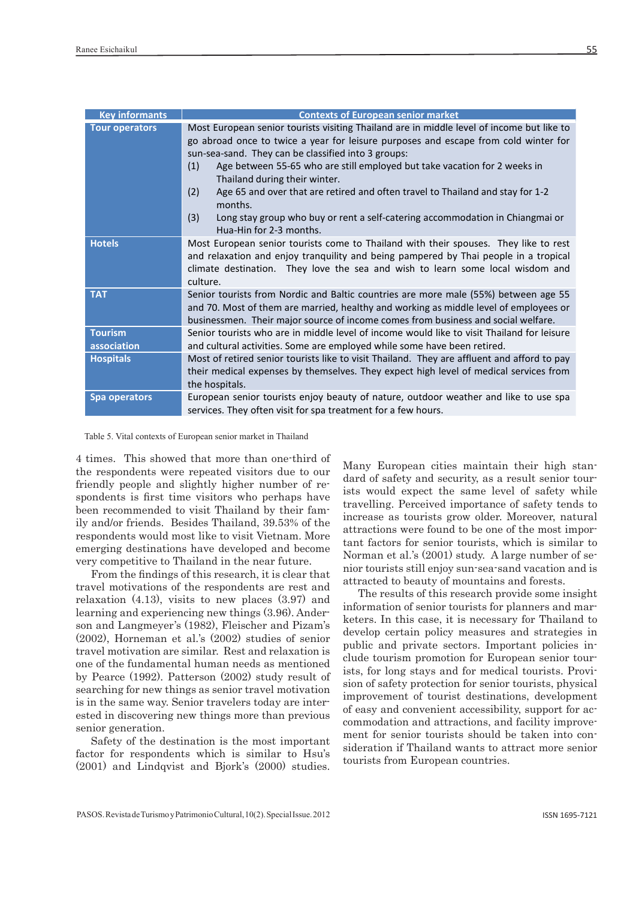| Key informants | Contexts of European senior market |
| --- | --- |
| Tour operators | Most European senior tourists visiting Thailand are in middle level of income but like to go abroad once to twice a year for leisure purposes and escape from cold winter for sun-sea-sand. They can be classified into 3 groups: (1) Age between 55-65 who are still employed but take vacation for 2 weeks in Thailand during their winter. (2) Age 65 and over that are retired and often travel to Thailand and stay for 1-2 months. (3) Long stay group who buy or rent a self-catering accommodation in Chiangmai or Hua-Hin for 2-3 months. |
| Hotels | Most European senior tourists come to Thailand with their spouses. They like to rest and relaxation and enjoy tranquility and being pampered by Thai people in a tropical climate destination. They love the sea and wish to learn some local wisdom and culture. |
| TAT | Senior tourists from Nordic and Baltic countries are more male (55%) between age 55 and 70. Most of them are married, healthy and working as middle level of employees or businessmen. Their major source of income comes from business and social welfare. |
| Tourism association | Senior tourists who are in middle level of income would like to visit Thailand for leisure and cultural activities. Some are employed while some have been retired. |
| Hospitals | Most of retired senior tourists like to visit Thailand. They are affluent and afford to pay their medical expenses by themselves. They expect high level of medical services from the hospitals. |
| Spa operators | European senior tourists enjoy beauty of nature, outdoor weather and like to use spa services. They often visit for spa treatment for a few hours. |

Table 5. Vital contexts of European senior market in Thailand

4 times. This showed that more than one-third of the respondents were repeated visitors due to our friendly people and slightly higher number of respondents is first time visitors who perhaps have been recommended to visit Thailand by their family and/or friends. Besides Thailand, 39.53% of the respondents would most like to visit Vietnam. More emerging destinations have developed and become very competitive to Thailand in the near future.

From the findings of this research, it is clear that travel motivations of the respondents are rest and relaxation (4.13), visits to new places (3.97) and learning and experiencing new things (3.96). Anderson and Langmeyer's (1982), Fleischer and Pizam's (2002), Horneman et al.'s (2002) studies of senior travel motivation are similar. Rest and relaxation is one of the fundamental human needs as mentioned by Pearce (1992). Patterson (2002) study result of searching for new things as senior travel motivation is in the same way. Senior travelers today are interested in discovering new things more than previous senior generation.

Safety of the destination is the most important factor for respondents which is similar to Hsu's (2001) and Lindqvist and Bjork's (2000) studies. Many European cities maintain their high standard of safety and security, as a result senior tourists would expect the same level of safety while travelling. Perceived importance of safety tends to increase as tourists grow older. Moreover, natural attractions were found to be one of the most important factors for senior tourists, which is similar to Norman et al.'s (2001) study. A large number of senior tourists still enjoy sun-sea-sand vacation and is attracted to beauty of mountains and forests.

The results of this research provide some insight information of senior tourists for planners and marketers. In this case, it is necessary for Thailand to develop certain policy measures and strategies in public and private sectors. Important policies include tourism promotion for European senior tourists, for long stays and for medical tourists. Provision of safety protection for senior tourists, physical improvement of tourist destinations, development of easy and convenient accessibility, support for accommodation and attractions, and facility improvement for senior tourists should be taken into consideration if Thailand wants to attract more senior tourists from European countries.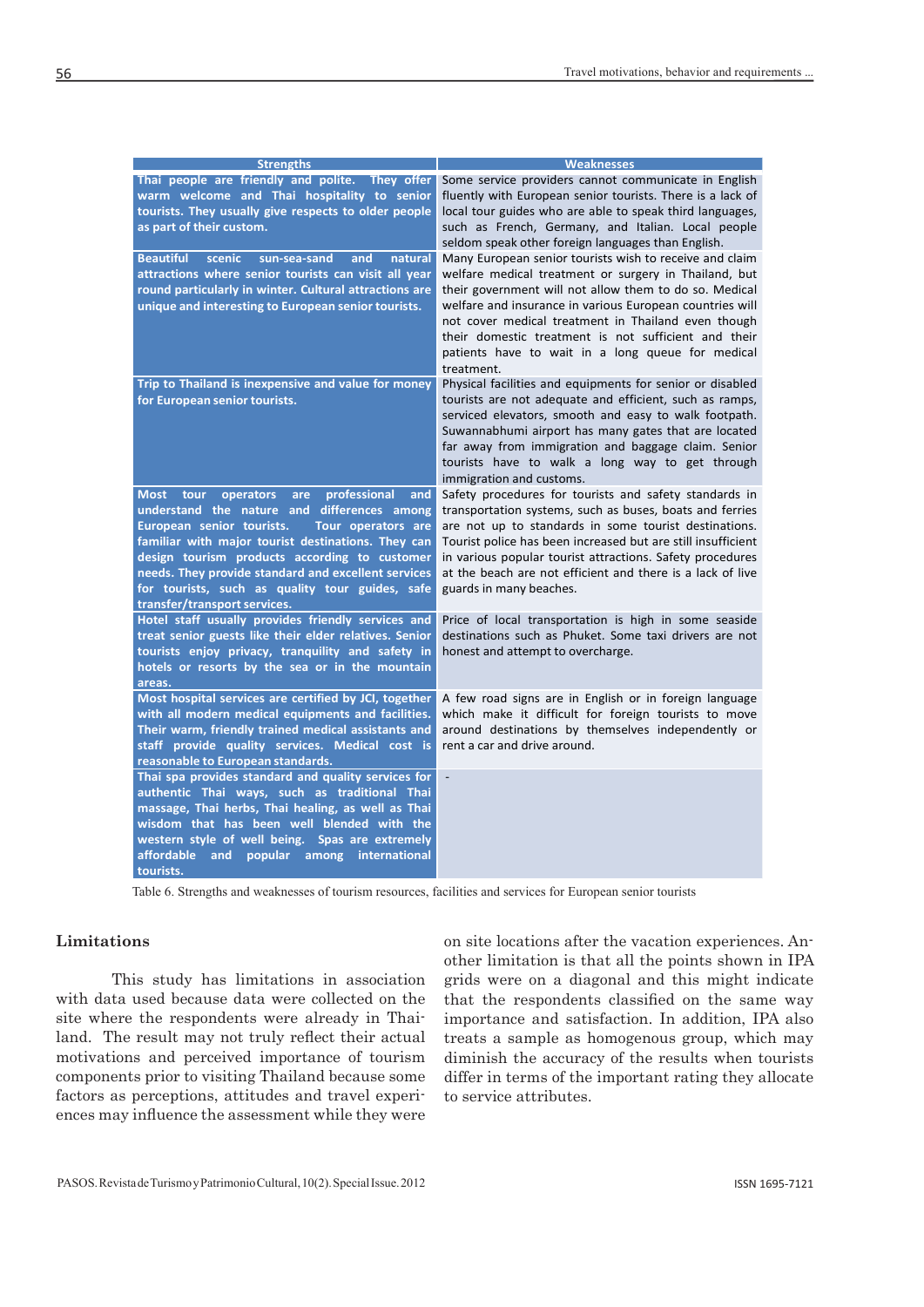| Strengths | Weaknesses |
|---|---|
| **Thai people are friendly and polite. They offer warm welcome and Thai hospitality to senior tourists. They usually give respects to older people as part of their custom.** | Some service providers cannot communicate in English fluently with European senior tourists. There is a lack of local tour guides who are able to speak third languages, such as French, Germany, and Italian. Local people seldom speak other foreign languages than English. |
| **Beautiful scenic sun-sea-sand and natural attractions where senior tourists can visit all year round particularly in winter. Cultural attractions are unique and interesting to European senior tourists.** | Many European senior tourists wish to receive and claim welfare medical treatment or surgery in Thailand, but their government will not allow them to do so. Medical welfare and insurance in various European countries will not cover medical treatment in Thailand even though their domestic treatment is not sufficient and their patients have to wait in a long queue for medical treatment. |
| **Trip to Thailand is inexpensive and value for money for European senior tourists.** | Physical facilities and equipments for senior or disabled tourists are not adequate and efficient, such as ramps, serviced elevators, smooth and easy to walk footpath. Suwannabhumi airport has many gates that are located far away from immigration and baggage claim. Senior tourists have to walk a long way to get through immigration and customs. |
| **Most tour operators are professional and understand the nature and differences among European senior tourists. Tour operators are familiar with major tourist destinations. They can design tourism products according to customer needs. They provide standard and excellent services for tourists, such as quality tour guides, safe transfer/transport services.** | Safety procedures for tourists and safety standards in transportation systems, such as buses, boats and ferries are not up to standards in some tourist destinations. Tourist police has been increased but are still insufficient in various popular tourist attractions. Safety procedures at the beach are not efficient and there is a lack of live guards in many beaches. |
| **Hotel staff usually provides friendly services and treat senior guests like their elder relatives. Senior tourists enjoy privacy, tranquility and safety in hotels or resorts by the sea or in the mountain areas.** | Price of local transportation is high in some seaside destinations such as Phuket. Some taxi drivers are not honest and attempt to overcharge. |
| **Most hospital services are certified by JCI, together with all modern medical equipments and facilities. Their warm, friendly trained medical assistants and staff provide quality services. Medical cost is reasonable to European standards.** | A few road signs are in English or in foreign language which make it difficult for foreign tourists to move around destinations by themselves independently or rent a car and drive around. |
| **Thai spa provides standard and quality services for authentic Thai ways, such as traditional Thai massage, Thai herbs, Thai healing, as well as Thai wisdom that has been well blended with the western style of well being. Spas are extremely affordable and popular among international tourists.** | - |

Table 6. Strengths and weaknesses of tourism resources, facilities and services for European senior tourists

## Limitations

This study has limitations in association with data used because data were collected on the site where the respondents were already in Thailand. The result may not truly reflect their actual motivations and perceived importance of tourism components prior to visiting Thailand because some factors as perceptions, attitudes and travel experiences may influence the assessment while they were on site locations after the vacation experiences. Another limitation is that all the points shown in IPA grids were on a diagonal and this might indicate that the respondents classified on the same way importance and satisfaction. In addition, IPA also treats a sample as homogenous group, which may diminish the accuracy of the results when tourists differ in terms of the important rating they allocate to service attributes.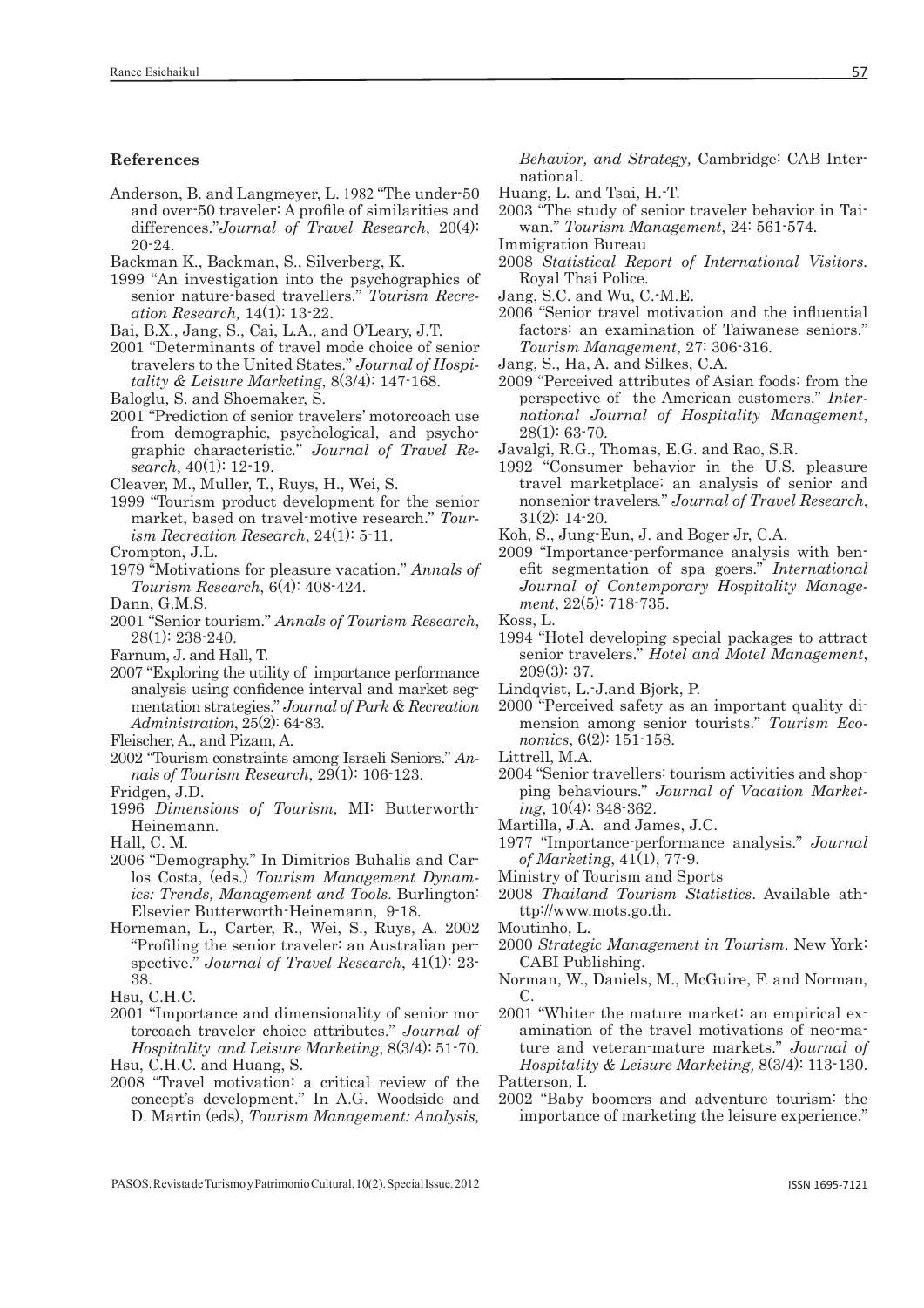**References**

Anderson, B. and Langmeyer, L. 1982 "The under-50 and over-50 traveler: A profile of similarities and differences."*Journal of Travel Research*, 20(4): 20-24.

Backman K., Backman, S., Silverberg, K.

1999 "An investigation into the psychographics of senior nature-based travellers." *Tourism Recreation Research,* 14(1): 13-22.

Bai, B.X., Jang, S., Cai, L.A., and O'Leary, J.T.

2001 "Determinants of travel mode choice of senior travelers to the United States." *Journal of Hospitality & Leisure Marketing*, 8(3/4): 147-168.

Baloglu, S. and Shoemaker, S.

2001 "Prediction of senior travelers' motorcoach use from demographic, psychological, and psychographic characteristic." *Journal of Travel Research*, 40(1): 12-19.

Cleaver, M., Muller, T., Ruys, H., Wei, S.

1999 "Tourism product development for the senior market, based on travel-motive research." *Tourism Recreation Research*, 24(1): 5-11.

Crompton, J.L.

1979 "Motivations for pleasure vacation." *Annals of Tourism Research*, 6(4): 408-424.

Dann, G.M.S.

2001 "Senior tourism." *Annals of Tourism Research*, 28(1): 238-240.

Farnum, J. and Hall, T.

2007 "Exploring the utility of importance performance analysis using confidence interval and market segmentation strategies." *Journal of Park & Recreation Administration*, 25(2): 64-83.

Fleischer, A., and Pizam, A.

2002 "Tourism constraints among Israeli Seniors." *Annals of Tourism Research*, 29(1): 106-123.

Fridgen, J.D.

1996 *Dimensions of Tourism,* MI: Butterworth-Heinemann.

Hall, C. M.

2006 "Demography." In Dimitrios Buhalis and Carlos Costa, (eds.) *Tourism Management Dynamics: Trends, Management and Tools.* Burlington: Elsevier Butterworth-Heinemann, 9-18.

Horneman, L., Carter, R., Wei, S., Ruys, A. 2002 "Profiling the senior traveler: an Australian perspective." *Journal of Travel Research*, 41(1): 23-38.

Hsu, C.H.C.

2001 "Importance and dimensionality of senior motorcoach traveler choice attributes." *Journal of Hospitality and Leisure Marketing*, 8(3/4): 51-70.

Hsu, C.H.C. and Huang, S.

2008 "Travel motivation: a critical review of the concept's development." In A.G. Woodside and D. Martin (eds), *Tourism Management: Analysis, Behavior, and Strategy,* Cambridge: CAB International.

Huang, L. and Tsai, H.-T.

2003 "The study of senior traveler behavior in Taiwan." *Tourism Management*, 24: 561-574.

Immigration Bureau

2008 *Statistical Report of International Visitors.* Royal Thai Police.

Jang, S.C. and Wu, C.-M.E.

2006 "Senior travel motivation and the influential factors: an examination of Taiwanese seniors." *Tourism Management*, 27: 306-316.

Jang, S., Ha, A. and Silkes, C.A.

2009 "Perceived attributes of Asian foods: from the perspective of the American customers." *International Journal of Hospitality Management*, 28(1): 63-70.

Javalgi, R.G., Thomas, E.G. and Rao, S.R.

1992 "Consumer behavior in the U.S. pleasure travel marketplace: an analysis of senior and nonsenior travelers." *Journal of Travel Research*, 31(2): 14-20.

Koh, S., Jung-Eun, J. and Boger Jr, C.A.

2009 "Importance-performance analysis with benefit segmentation of spa goers." *International Journal of Contemporary Hospitality Management*, 22(5): 718-735.

Koss, L.

1994 "Hotel developing special packages to attract senior travelers." *Hotel and Motel Management*, 209(3): 37.

Lindqvist, L.-J.and Bjork, P.

2000 "Perceived safety as an important quality dimension among senior tourists." *Tourism Economics*, 6(2): 151-158.

Littrell, M.A.

2004 "Senior travellers: tourism activities and shopping behaviours." *Journal of Vacation Marketing*, 10(4): 348-362.

Martilla, J.A. and James, J.C.

1977 "Importance-performance analysis." *Journal of Marketing*, 41(1), 77-9.

Ministry of Tourism and Sports

2008 *Thailand Tourism Statistics*. Available athttp://www.mots.go.th.

Moutinho, L.

2000 *Strategic Management in Tourism*. New York: CABI Publishing.

Norman, W., Daniels, M., McGuire, F. and Norman, C.

2001 "Whiter the mature market: an empirical examination of the travel motivations of neo-mature and veteran-mature markets." *Journal of Hospitality & Leisure Marketing,* 8(3/4): 113-130.

Patterson, I.

2002 "Baby boomers and adventure tourism: the importance of marketing the leisure experience."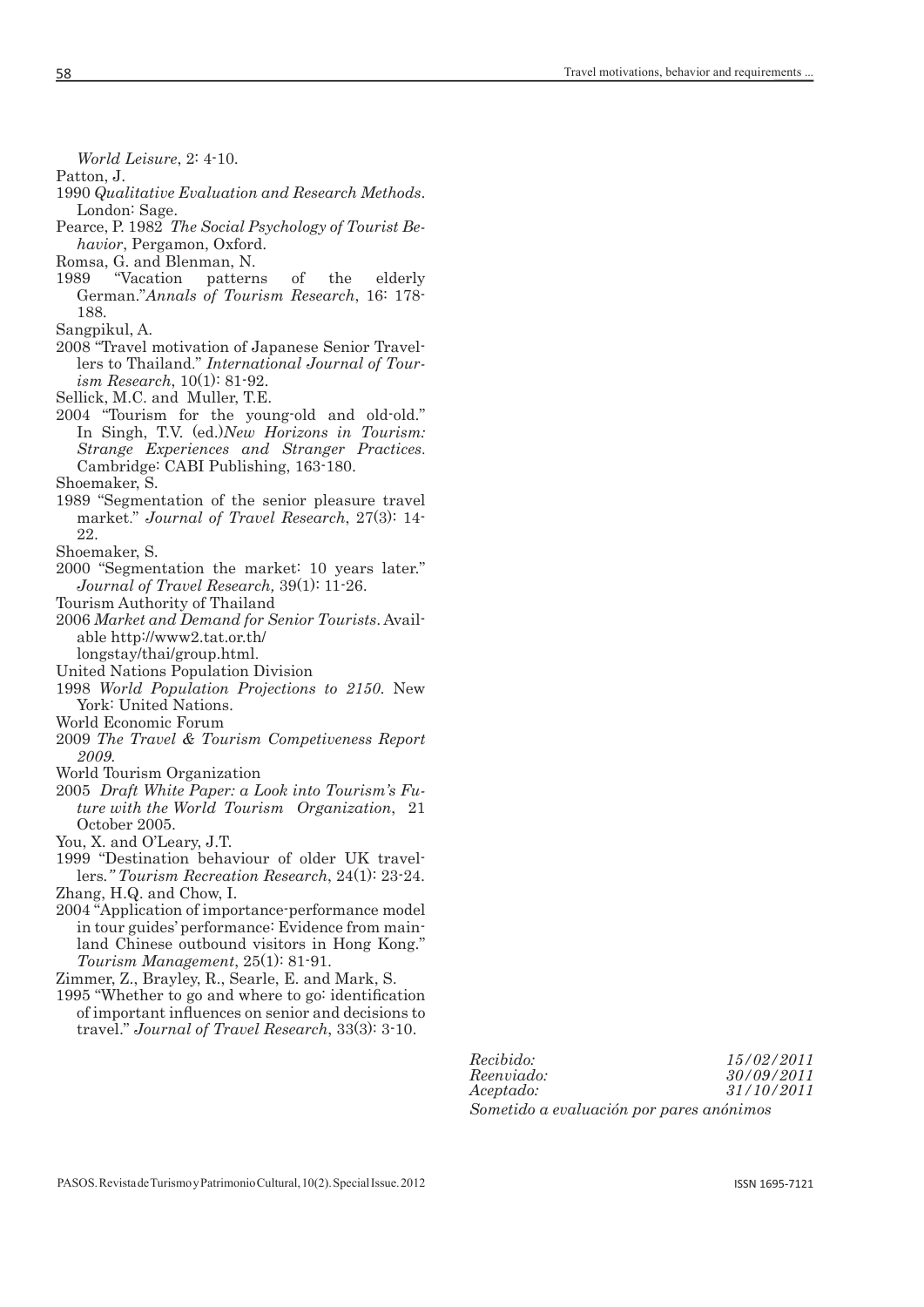*World Leisure*, 2: 4-10.

Patton, J.

1990 *Qualitative Evaluation and Research Methods*. London: Sage.

Pearce, P. 1982 *The Social Psychology of Tourist Behavior*, Pergamon, Oxford.

Romsa, G. and Blenman, N.

1989 "Vacation patterns of the elderly German."*Annals of Tourism Research*, 16: 178-188.

Sangpikul, A.

2008 "Travel motivation of Japanese Senior Travellers to Thailand." *International Journal of Tourism Research*, 10(1): 81-92.

Sellick, M.C. and Muller, T.E.

2004 "Tourism for the young-old and old-old." In Singh, T.V. (ed.)*New Horizons in Tourism: Strange Experiences and Stranger Practices*. Cambridge: CABI Publishing, 163-180.

Shoemaker, S.

1989 "Segmentation of the senior pleasure travel market." *Journal of Travel Research*, 27(3): 14-22.

Shoemaker, S.

2000 "Segmentation the market: 10 years later." *Journal of Travel Research,* 39(1): 11-26.

Tourism Authority of Thailand

2006 *Market and Demand for Senior Tourists*. Available http://www2.tat.or.th/longstay/thai/group.html.

United Nations Population Division

1998 *World Population Projections to 2150*. New York: United Nations.

World Economic Forum

2009 *The Travel & Tourism Competiveness Report 2009.*

World Tourism Organization

2005 *Draft White Paper: a Look into Tourism's Future with the World Tourism Organization*, 21 October 2005.

You, X. and O'Leary, J.T.

1999 "Destination behaviour of older UK travellers.*" Tourism Recreation Research*, 24(1): 23-24.

Zhang, H.Q. and Chow, I.

2004 "Application of importance-performance model in tour guides' performance: Evidence from mainland Chinese outbound visitors in Hong Kong." *Tourism Management*, 25(1): 81-91.

Zimmer, Z., Brayley, R., Searle, E. and Mark, S.

1995 "Whether to go and where to go: identification of important influences on senior and decisions to travel." *Journal of Travel Research*, 33(3): 3-10.

*Recibido: 15/02/2011*
*Reenviado: 30/09/2011*
*Aceptado: 31/10/2011*
*Sometido a evaluación por pares anónimos*